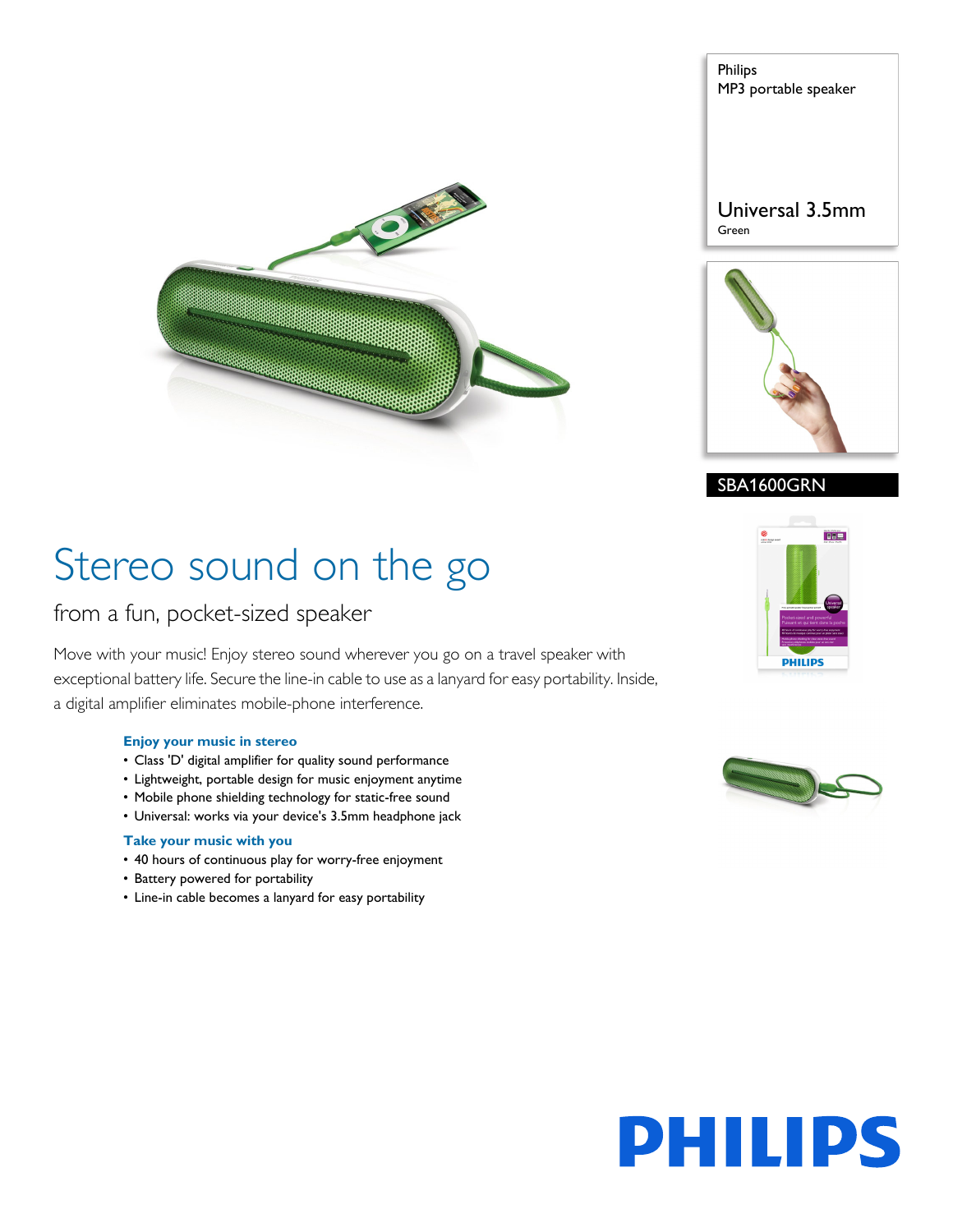Philips
MP3 portable speaker

Universal 3.5mm
Green

SBA1600GRN

# Stereo sound on the go

## from a fun, pocket-sized speaker

Move with your music! Enjoy stereo sound wherever you go on a travel speaker with exceptional battery life. Secure the line-in cable to use as a lanyard for easy portability. Inside, a digital amplifier eliminates mobile-phone interference.

### Enjoy your music in stereo

- Class 'D' digital amplifier for quality sound performance
- Lightweight, portable design for music enjoyment anytime
- Mobile phone shielding technology for static-free sound
- Universal: works via your device's 3.5mm headphone jack

### Take your music with you

- 40 hours of continuous play for worry-free enjoyment
- Battery powered for portability
- Line-in cable becomes a lanyard for easy portability

PHILIPS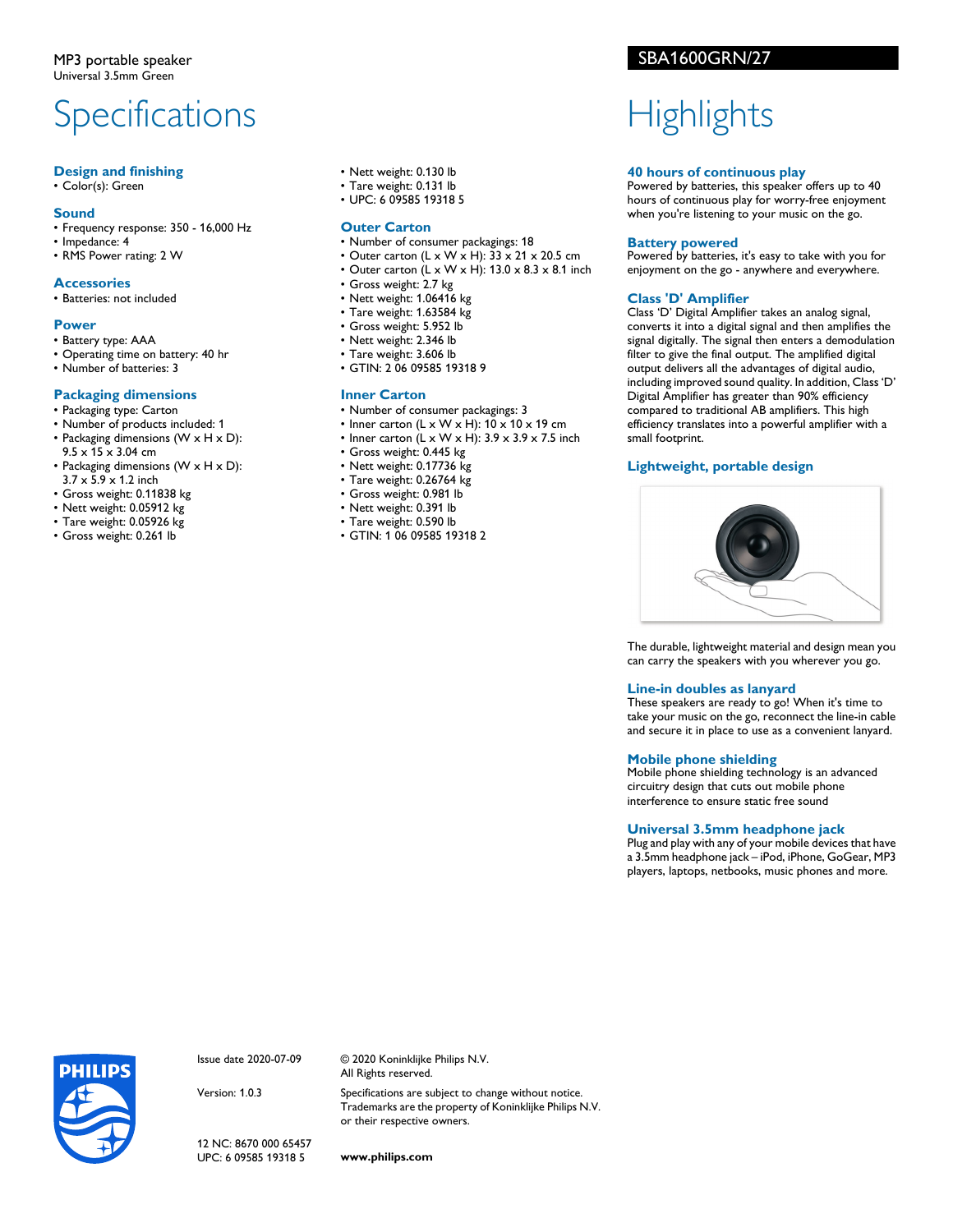MP3 portable speaker
Universal 3.5mm Green

SBA1600GRN/27

# Specifications

### Design and finishing

- Color(s): Green

### Sound

- Frequency response: 350 - 16,000 Hz
- Impedance: 4
- RMS Power rating: 2 W

### Accessories

- Batteries: not included

### Power

- Battery type: AAA
- Operating time on battery: 40 hr
- Number of batteries: 3

### Packaging dimensions

- Packaging type: Carton
- Number of products included: 1
- Packaging dimensions (W x H x D): 9.5 x 15 x 3.04 cm
- Packaging dimensions (W x H x D): 3.7 x 5.9 x 1.2 inch
- Gross weight: 0.11838 kg
- Nett weight: 0.05912 kg
- Tare weight: 0.05926 kg
- Gross weight: 0.261 lb
- Nett weight: 0.130 lb
- Tare weight: 0.131 lb
- UPC: 6 09585 19318 5

### Outer Carton

- Number of consumer packagings: 18
- Outer carton (L x W x H): 33 x 21 x 20.5 cm
- Outer carton (L x W x H): 13.0 x 8.3 x 8.1 inch
- Gross weight: 2.7 kg
- Nett weight: 1.06416 kg
- Tare weight: 1.63584 kg
- Gross weight: 5.952 lb
- Nett weight: 2.346 lb
- Tare weight: 3.606 lb
- GTIN: 2 06 09585 19318 9

### Inner Carton

- Number of consumer packagings: 3
- Inner carton (L x W x H): 10 x 10 x 19 cm
- Inner carton (L x W x H): 3.9 x 3.9 x 7.5 inch
- Gross weight: 0.445 kg
- Nett weight: 0.17736 kg
- Tare weight: 0.26764 kg
- Gross weight: 0.981 lb
- Nett weight: 0.391 lb
- Tare weight: 0.590 lb
- GTIN: 1 06 09585 19318 2

# Highlights

### 40 hours of continuous play

Powered by batteries, this speaker offers up to 40 hours of continuous play for worry-free enjoyment when you're listening to your music on the go.

### Battery powered

Powered by batteries, it's easy to take with you for enjoyment on the go - anywhere and everywhere.

### Class 'D' Amplifier

Class 'D' Digital Amplifier takes an analog signal, converts it into a digital signal and then amplifies the signal digitally. The signal then enters a demodulation filter to give the final output. The amplified digital output delivers all the advantages of digital audio, including improved sound quality. In addition, Class 'D' Digital Amplifier has greater than 90% efficiency compared to traditional AB amplifiers. This high efficiency translates into a powerful amplifier with a small footprint.

### Lightweight, portable design

The durable, lightweight material and design mean you can carry the speakers with you wherever you go.

### Line-in doubles as lanyard

These speakers are ready to go! When it's time to take your music on the go, reconnect the line-in cable and secure it in place to use as a convenient lanyard.

### Mobile phone shielding

Mobile phone shielding technology is an advanced circuitry design that cuts out mobile phone interference to ensure static free sound

### Universal 3.5mm headphone jack

Plug and play with any of your mobile devices that have a 3.5mm headphone jack – iPod, iPhone, GoGear, MP3 players, laptops, netbooks, music phones and more.

Issue date 2020-07-09

Version: 1.0.3

12 NC: 8670 000 65457
UPC: 6 09585 19318 5

© 2020 Koninklijke Philips N.V.
All Rights reserved.

Specifications are subject to change without notice. Trademarks are the property of Koninklijke Philips N.V. or their respective owners.

www.philips.com